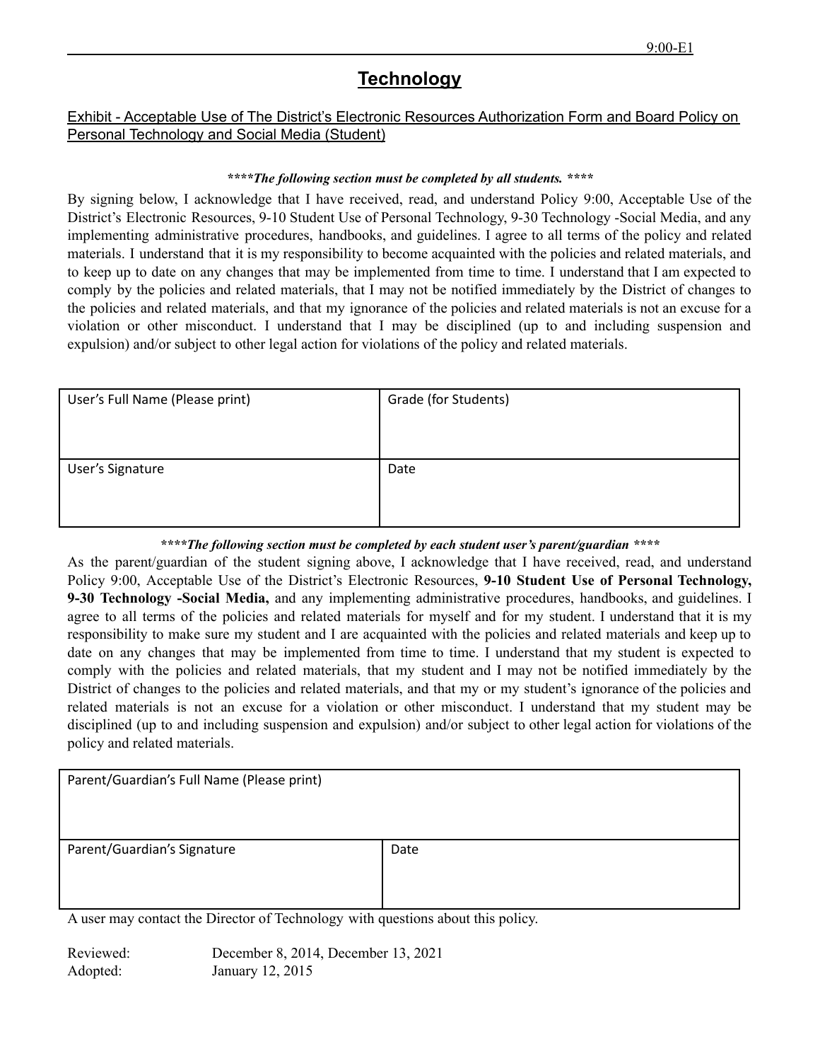# Technology

## Exhibit - Acceptable Use of The District's Electronic Resources Authorization Form and Board Policy on Personal Technology and Social Media (Student)

***\*\*\*\*The following section must be completed by all students. \*\*\*\****

By signing below, I acknowledge that I have received, read, and understand Policy 9:00, Acceptable Use of the District's Electronic Resources, 9-10 Student Use of Personal Technology, 9-30 Technology -Social Media, and any implementing administrative procedures, handbooks, and guidelines. I agree to all terms of the policy and related materials. I understand that it is my responsibility to become acquainted with the policies and related materials, and to keep up to date on any changes that may be implemented from time to time. I understand that I am expected to comply by the policies and related materials, that I may not be notified immediately by the District of changes to the policies and related materials, and that my ignorance of the policies and related materials is not an excuse for a violation or other misconduct. I understand that I may be disciplined (up to and including suspension and expulsion) and/or subject to other legal action for violations of the policy and related materials.

| User's Full Name (Please print) | Grade (for Students) |
|---|---|
| User's Signature | Date |

***\*\*\*\*The following section must be completed by each student user's parent/guardian \*\*\*\****

As the parent/guardian of the student signing above, I acknowledge that I have received, read, and understand Policy 9:00, Acceptable Use of the District's Electronic Resources, **9-10 Student Use of Personal Technology, 9-30 Technology -Social Media,** and any implementing administrative procedures, handbooks, and guidelines. I agree to all terms of the policies and related materials for myself and for my student. I understand that it is my responsibility to make sure my student and I are acquainted with the policies and related materials and keep up to date on any changes that may be implemented from time to time. I understand that my student is expected to comply with the policies and related materials, that my student and I may not be notified immediately by the District of changes to the policies and related materials, and that my or my student's ignorance of the policies and related materials is not an excuse for a violation or other misconduct. I understand that my student may be disciplined (up to and including suspension and expulsion) and/or subject to other legal action for violations of the policy and related materials.

| Parent/Guardian's Full Name (Please print) | |
|---|---|
| Parent/Guardian's Signature | Date |

A user may contact the Director of Technology with questions about this policy.

Reviewed: December 8, 2014, December 13, 2021
Adopted: January 12, 2015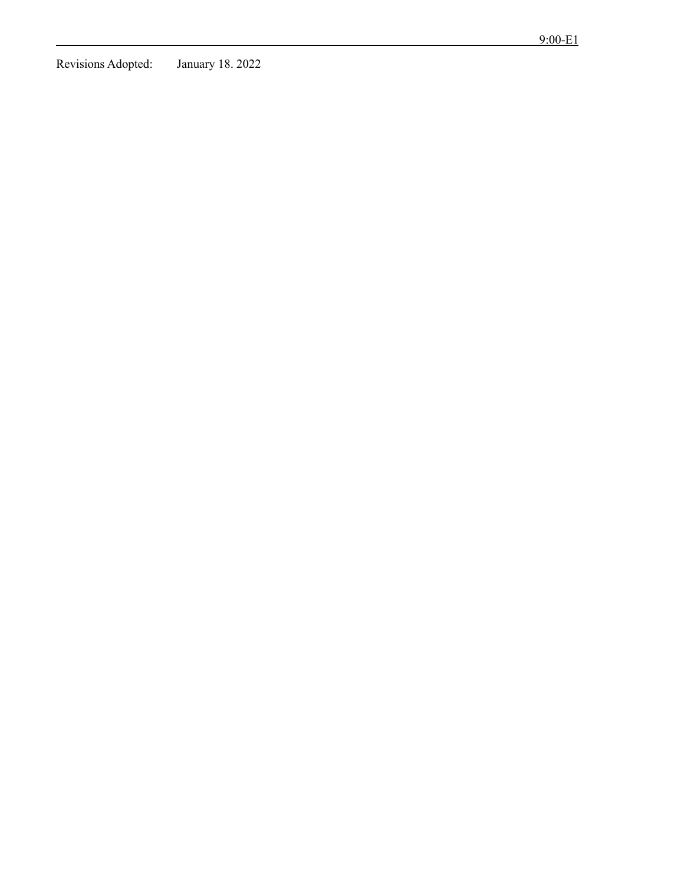Revisions Adopted: January 18. 2022